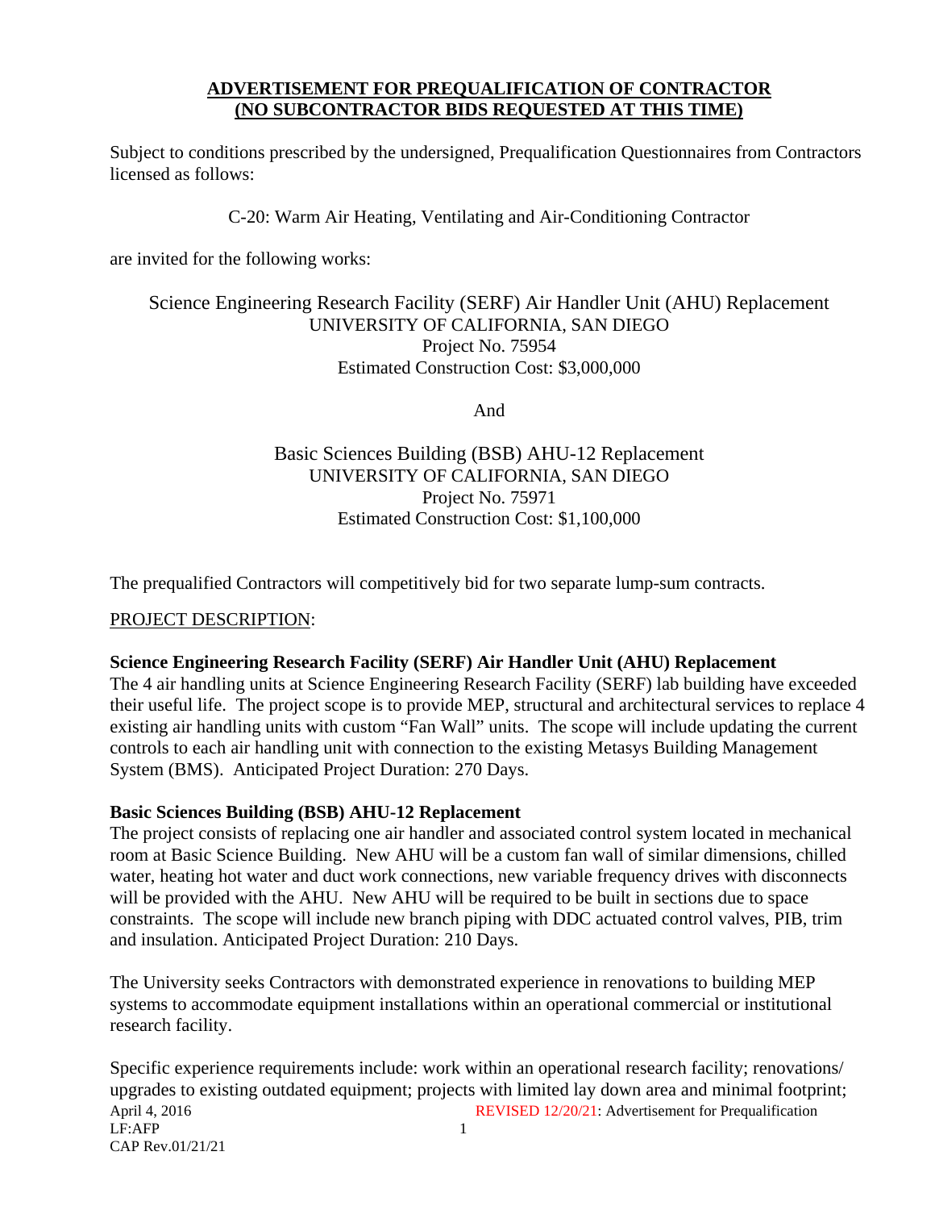# ADVERTISEMENT FOR PREQUALIFICATION OF CONTRACTOR
## (NO SUBCONTRACTOR BIDS REQUESTED AT THIS TIME)

Subject to conditions prescribed by the undersigned, Prequalification Questionnaires from Contractors licensed as follows:

C-20: Warm Air Heating, Ventilating and Air-Conditioning Contractor

are invited for the following works:

Science Engineering Research Facility (SERF) Air Handler Unit (AHU) Replacement
UNIVERSITY OF CALIFORNIA, SAN DIEGO
Project No. 75954
Estimated Construction Cost: $3,000,000

And

Basic Sciences Building (BSB) AHU-12 Replacement
UNIVERSITY OF CALIFORNIA, SAN DIEGO
Project No. 75971
Estimated Construction Cost: $1,100,000

The prequalified Contractors will competitively bid for two separate lump-sum contracts.

PROJECT DESCRIPTION:

**Science Engineering Research Facility (SERF) Air Handler Unit (AHU) Replacement**
The 4 air handling units at Science Engineering Research Facility (SERF) lab building have exceeded their useful life. The project scope is to provide MEP, structural and architectural services to replace 4 existing air handling units with custom "Fan Wall" units. The scope will include updating the current controls to each air handling unit with connection to the existing Metasys Building Management System (BMS). Anticipated Project Duration: 270 Days.

**Basic Sciences Building (BSB) AHU-12 Replacement**
The project consists of replacing one air handler and associated control system located in mechanical room at Basic Science Building. New AHU will be a custom fan wall of similar dimensions, chilled water, heating hot water and duct work connections, new variable frequency drives with disconnects will be provided with the AHU. New AHU will be required to be built in sections due to space constraints. The scope will include new branch piping with DDC actuated control valves, PIB, trim and insulation. Anticipated Project Duration: 210 Days.

The University seeks Contractors with demonstrated experience in renovations to building MEP systems to accommodate equipment installations within an operational commercial or institutional research facility.

Specific experience requirements include: work within an operational research facility; renovations/ upgrades to existing outdated equipment; projects with limited lay down area and minimal footprint;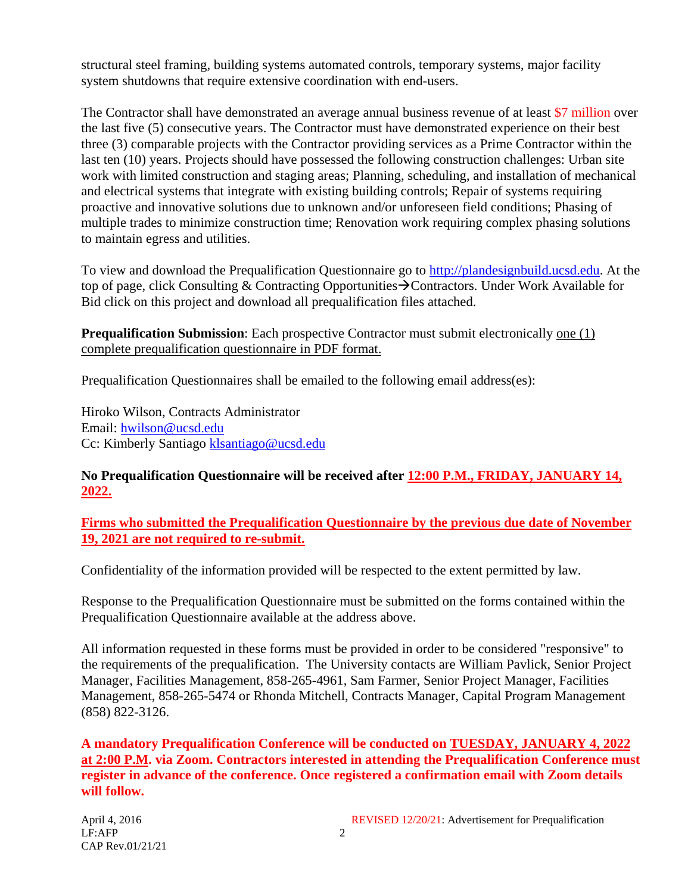structural steel framing, building systems automated controls, temporary systems, major facility system shutdowns that require extensive coordination with end-users.

The Contractor shall have demonstrated an average annual business revenue of at least $7 million over the last five (5) consecutive years. The Contractor must have demonstrated experience on their best three (3) comparable projects with the Contractor providing services as a Prime Contractor within the last ten (10) years. Projects should have possessed the following construction challenges: Urban site work with limited construction and staging areas; Planning, scheduling, and installation of mechanical and electrical systems that integrate with existing building controls; Repair of systems requiring proactive and innovative solutions due to unknown and/or unforeseen field conditions; Phasing of multiple trades to minimize construction time; Renovation work requiring complex phasing solutions to maintain egress and utilities.

To view and download the Prequalification Questionnaire go to http://plandesignbuild.ucsd.edu. At the top of page, click Consulting & Contracting Opportunities→Contractors. Under Work Available for Bid click on this project and download all prequalification files attached.

**Prequalification Submission**: Each prospective Contractor must submit electronically one (1) complete prequalification questionnaire in PDF format.

Prequalification Questionnaires shall be emailed to the following email address(es):

Hiroko Wilson, Contracts Administrator
Email: hwilson@ucsd.edu
Cc: Kimberly Santiago klsantiago@ucsd.edu

**No Prequalification Questionnaire will be received after 12:00 P.M., FRIDAY, JANUARY 14, 2022.**

**Firms who submitted the Prequalification Questionnaire by the previous due date of November 19, 2021 are not required to re-submit.**

Confidentiality of the information provided will be respected to the extent permitted by law.

Response to the Prequalification Questionnaire must be submitted on the forms contained within the Prequalification Questionnaire available at the address above.

All information requested in these forms must be provided in order to be considered "responsive" to the requirements of the prequalification. The University contacts are William Pavlick, Senior Project Manager, Facilities Management, 858-265-4961, Sam Farmer, Senior Project Manager, Facilities Management, 858-265-5474 or Rhonda Mitchell, Contracts Manager, Capital Program Management (858) 822-3126.

**A mandatory Prequalification Conference will be conducted on TUESDAY, JANUARY 4, 2022 at 2:00 P.M. via Zoom. Contractors interested in attending the Prequalification Conference must register in advance of the conference. Once registered a confirmation email with Zoom details will follow.**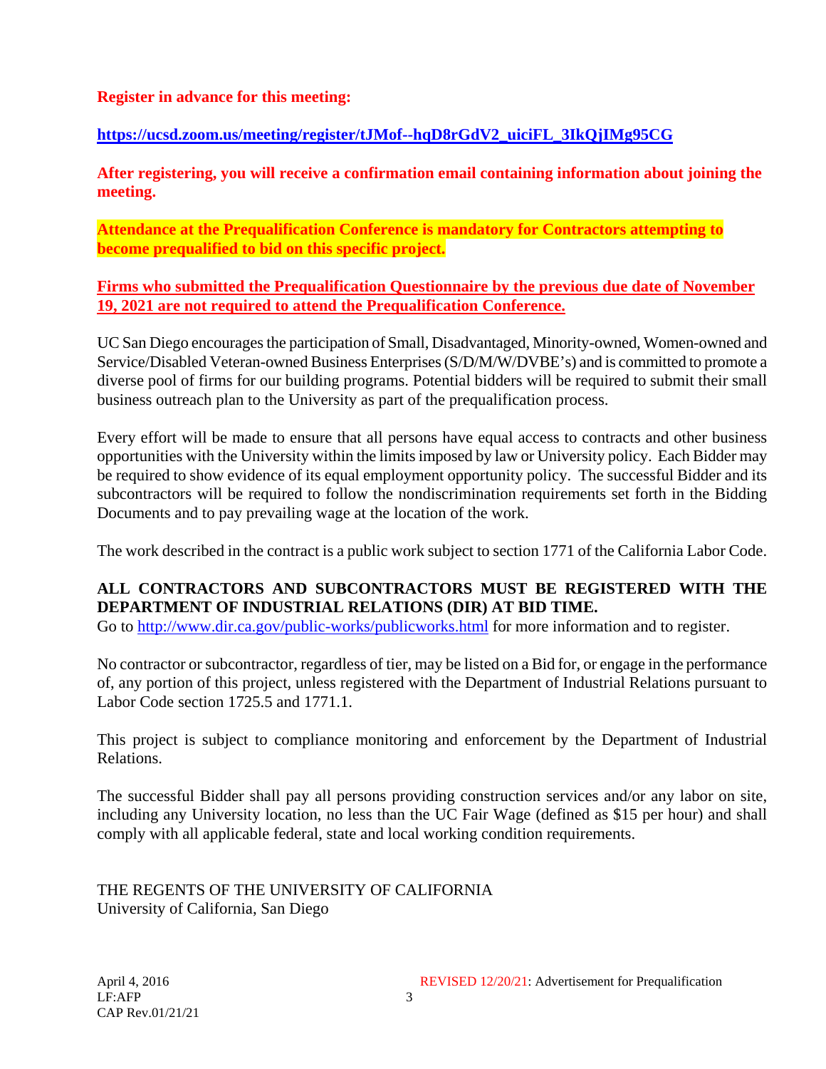**Register in advance for this meeting:**

**https://ucsd.zoom.us/meeting/register/tJMof--hqD8rGdV2_uiciFL_3IkQjIMg95CG**

**After registering, you will receive a confirmation email containing information about joining the meeting.**

**Attendance at the Prequalification Conference is mandatory for Contractors attempting to become prequalified to bid on this specific project.**

**Firms who submitted the Prequalification Questionnaire by the previous due date of November 19, 2021 are not required to attend the Prequalification Conference.**

UC San Diego encourages the participation of Small, Disadvantaged, Minority-owned, Women-owned and Service/Disabled Veteran-owned Business Enterprises (S/D/M/W/DVBE's) and is committed to promote a diverse pool of firms for our building programs. Potential bidders will be required to submit their small business outreach plan to the University as part of the prequalification process.

Every effort will be made to ensure that all persons have equal access to contracts and other business opportunities with the University within the limits imposed by law or University policy. Each Bidder may be required to show evidence of its equal employment opportunity policy. The successful Bidder and its subcontractors will be required to follow the nondiscrimination requirements set forth in the Bidding Documents and to pay prevailing wage at the location of the work.

The work described in the contract is a public work subject to section 1771 of the California Labor Code.

**ALL CONTRACTORS AND SUBCONTRACTORS MUST BE REGISTERED WITH THE DEPARTMENT OF INDUSTRIAL RELATIONS (DIR) AT BID TIME.**
Go to http://www.dir.ca.gov/public-works/publicworks.html for more information and to register.

No contractor or subcontractor, regardless of tier, may be listed on a Bid for, or engage in the performance of, any portion of this project, unless registered with the Department of Industrial Relations pursuant to Labor Code section 1725.5 and 1771.1.

This project is subject to compliance monitoring and enforcement by the Department of Industrial Relations.

The successful Bidder shall pay all persons providing construction services and/or any labor on site, including any University location, no less than the UC Fair Wage (defined as $15 per hour) and shall comply with all applicable federal, state and local working condition requirements.

THE REGENTS OF THE UNIVERSITY OF CALIFORNIA
University of California, San Diego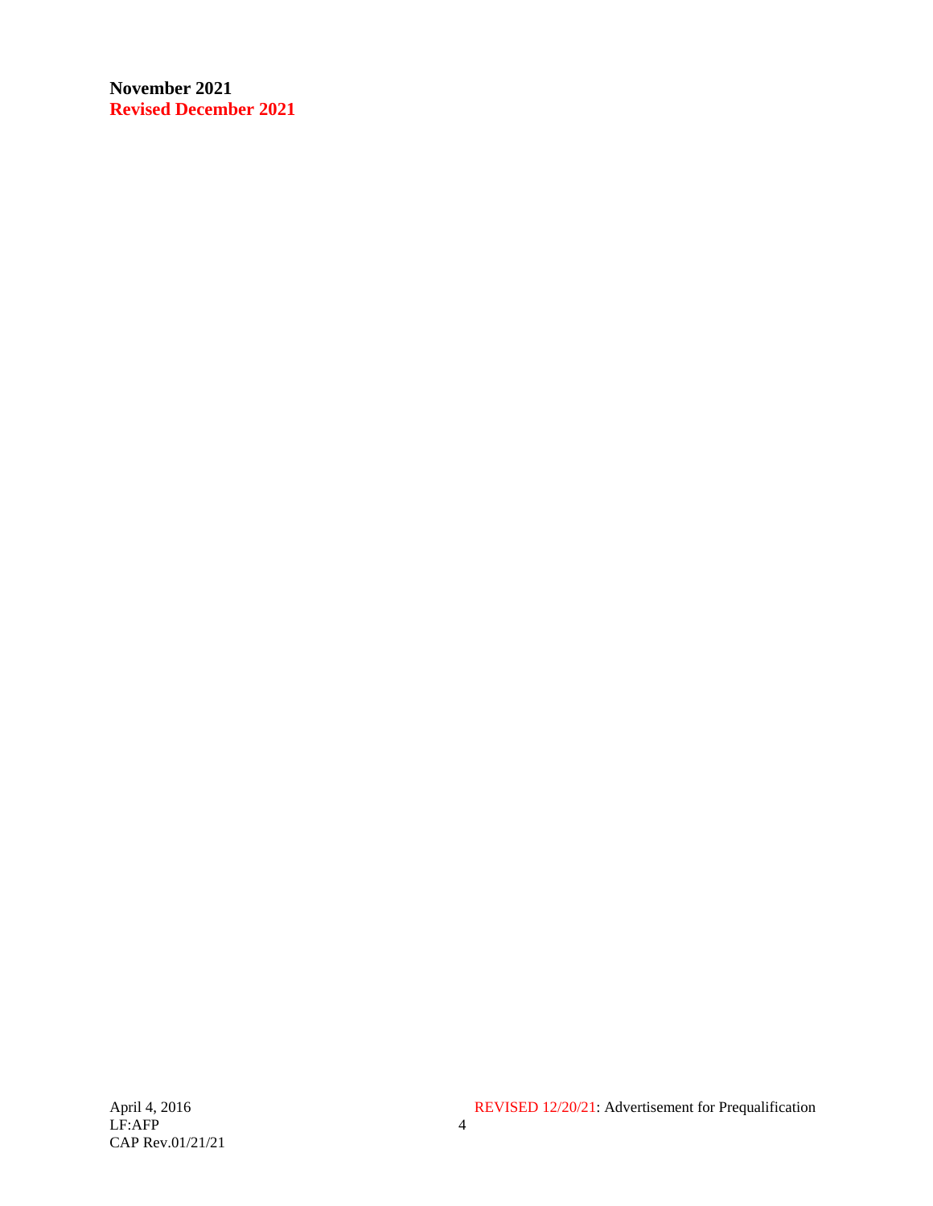**November 2021**
**Revised December 2021**